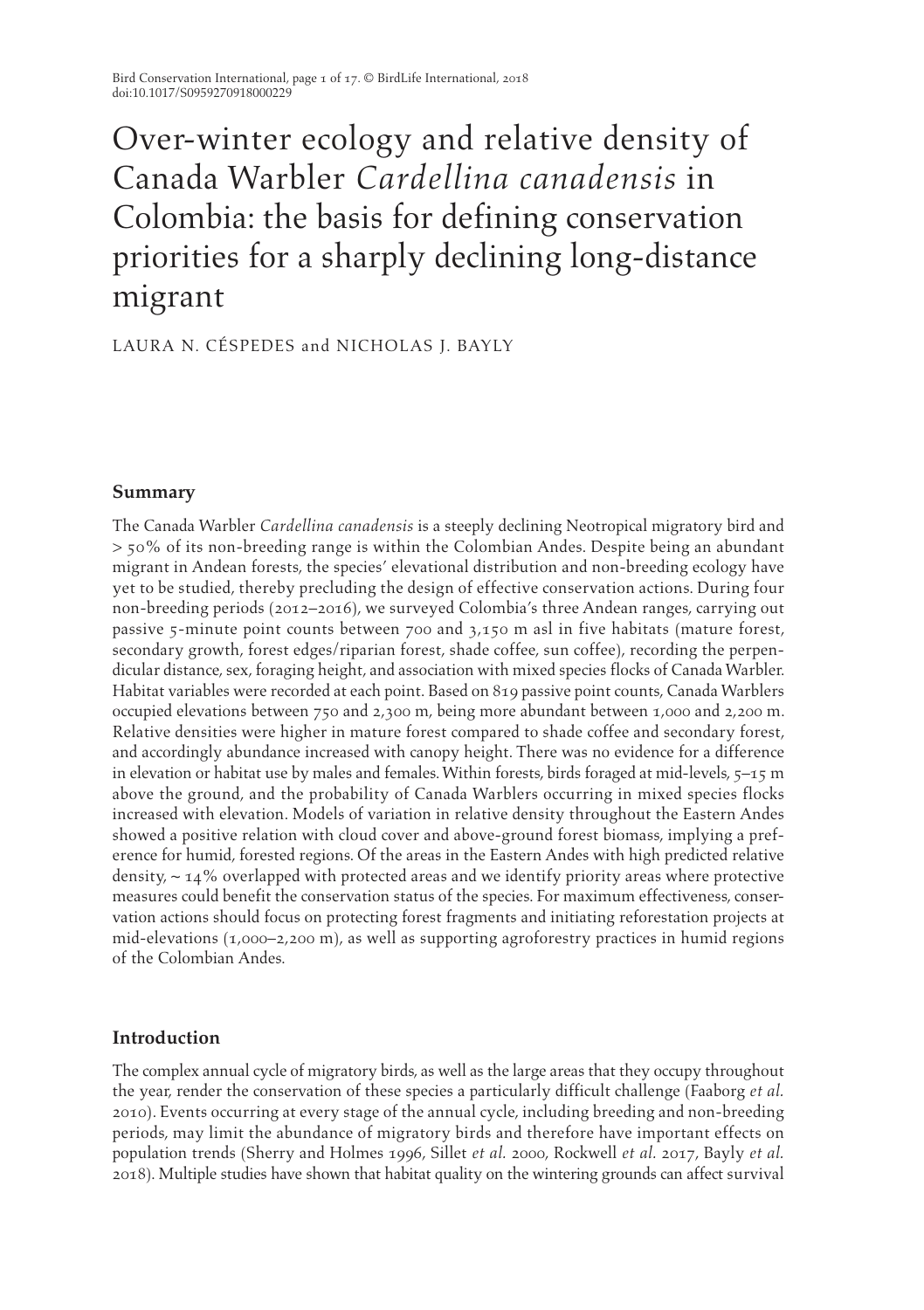# Over-winter ecology and relative density of Canada Warbler *Cardellina canadensis* in Colombia: the basis for defining conservation priorities for a sharply declining long-distance migrant

LAURA N. CÉSPEDES and NICHOLAS J. BAYLY

## Summary

The Canada Warbler *Cardellina canadensis* is a steeply declining Neotropical migratory bird and > 50% of its non-breeding range is within the Colombian Andes. Despite being an abundant migrant in Andean forests, the species' elevational distribution and non-breeding ecology have yet to be studied, thereby precluding the design of effective conservation actions. During four non-breeding periods (2012–2016), we surveyed Colombia's three Andean ranges, carrying out passive 5-minute point counts between 700 and 3,150 m asl in five habitats (mature forest, secondary growth, forest edges/riparian forest, shade coffee, sun coffee), recording the perpendicular distance, sex, foraging height, and association with mixed species flocks of Canada Warbler. Habitat variables were recorded at each point. Based on 819 passive point counts, Canada Warblers occupied elevations between 750 and 2,300 m, being more abundant between 1,000 and 2,200 m. Relative densities were higher in mature forest compared to shade coffee and secondary forest, and accordingly abundance increased with canopy height. There was no evidence for a difference in elevation or habitat use by males and females. Within forests, birds foraged at mid-levels, 5–15 m above the ground, and the probability of Canada Warblers occurring in mixed species flocks increased with elevation. Models of variation in relative density throughout the Eastern Andes showed a positive relation with cloud cover and above-ground forest biomass, implying a preference for humid, forested regions. Of the areas in the Eastern Andes with high predicted relative density, ~ 14% overlapped with protected areas and we identify priority areas where protective measures could benefit the conservation status of the species. For maximum effectiveness, conservation actions should focus on protecting forest fragments and initiating reforestation projects at mid-elevations (1,000–2,200 m), as well as supporting agroforestry practices in humid regions of the Colombian Andes.

## Introduction

The complex annual cycle of migratory birds, as well as the large areas that they occupy throughout the year, render the conservation of these species a particularly difficult challenge (Faaborg *et al.* 2010). Events occurring at every stage of the annual cycle, including breeding and non-breeding periods, may limit the abundance of migratory birds and therefore have important effects on population trends (Sherry and Holmes 1996, Sillet *et al.* 2000, Rockwell *et al.* 2017, Bayly *et al.* 2018). Multiple studies have shown that habitat quality on the wintering grounds can affect survival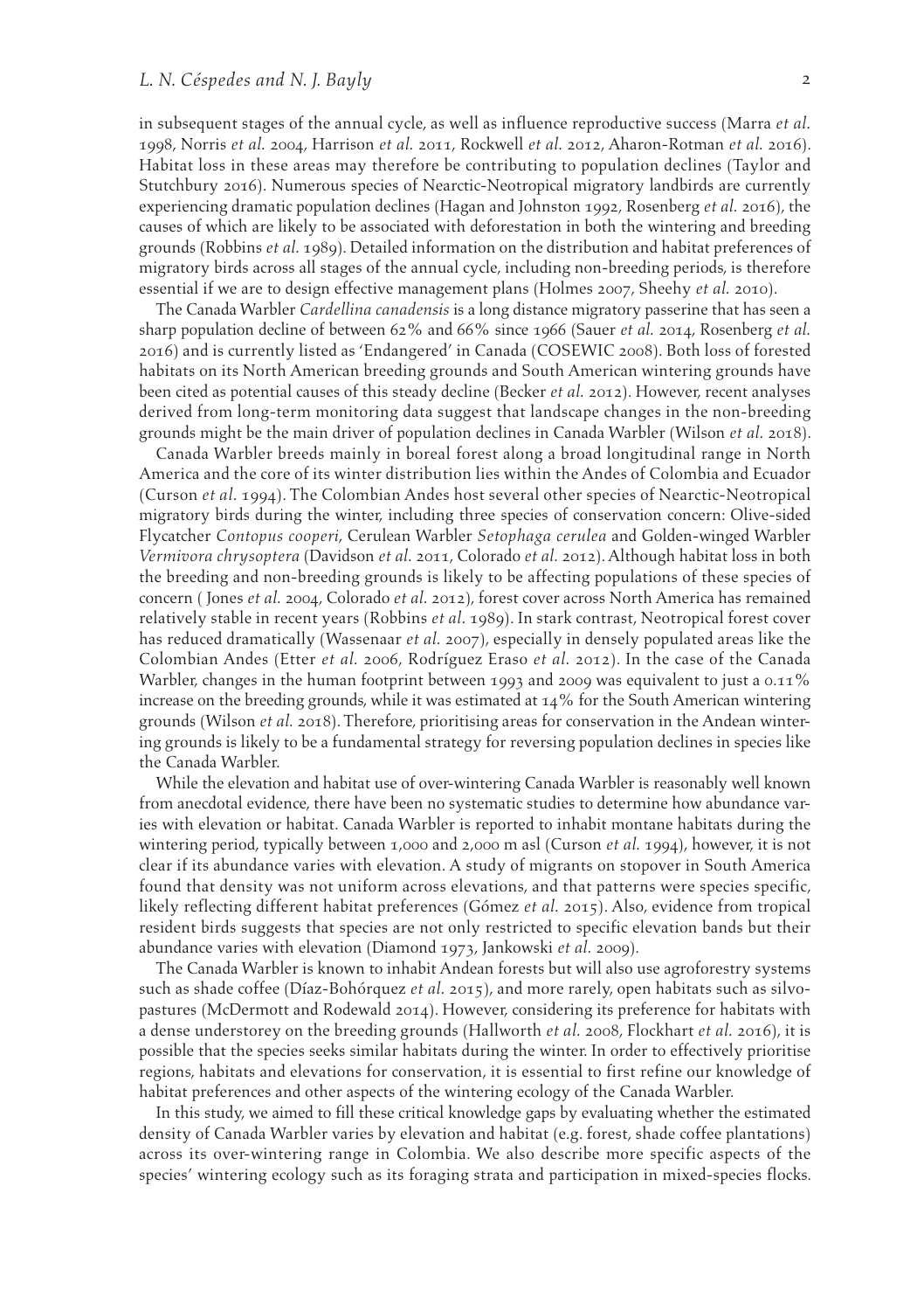in subsequent stages of the annual cycle, as well as influence reproductive success (Marra *et al.* 1998, Norris *et al.* 2004, Harrison *et al.* 2011, Rockwell *et al.* 2012, Aharon-Rotman *et al.* 2016). Habitat loss in these areas may therefore be contributing to population declines (Taylor and Stutchbury 2016). Numerous species of Nearctic-Neotropical migratory landbirds are currently experiencing dramatic population declines (Hagan and Johnston 1992, Rosenberg *et al.* 2016), the causes of which are likely to be associated with deforestation in both the wintering and breeding grounds (Robbins *et al.* 1989). Detailed information on the distribution and habitat preferences of migratory birds across all stages of the annual cycle, including non-breeding periods, is therefore essential if we are to design effective management plans (Holmes 2007, Sheehy *et al.* 2010).

The Canada Warbler *Cardellina canadensis* is a long distance migratory passerine that has seen a sharp population decline of between 62% and 66% since 1966 (Sauer *et al.* 2014, Rosenberg *et al.* 2016) and is currently listed as 'Endangered' in Canada (COSEWIC 2008). Both loss of forested habitats on its North American breeding grounds and South American wintering grounds have been cited as potential causes of this steady decline (Becker *et al.* 2012). However, recent analyses derived from long-term monitoring data suggest that landscape changes in the non-breeding grounds might be the main driver of population declines in Canada Warbler (Wilson *et al.* 2018).

Canada Warbler breeds mainly in boreal forest along a broad longitudinal range in North America and the core of its winter distribution lies within the Andes of Colombia and Ecuador (Curson *et al.* 1994). The Colombian Andes host several other species of Nearctic-Neotropical migratory birds during the winter, including three species of conservation concern: Olive-sided Flycatcher *Contopus cooperi*, Cerulean Warbler *Setophaga cerulea* and Golden-winged Warbler *Vermivora chrysoptera* (Davidson *et al.* 2011, Colorado *et al.* 2012). Although habitat loss in both the breeding and non-breeding grounds is likely to be affecting populations of these species of concern ( Jones *et al.* 2004, Colorado *et al.* 2012), forest cover across North America has remained relatively stable in recent years (Robbins *et al.* 1989). In stark contrast, Neotropical forest cover has reduced dramatically (Wassenaar *et al.* 2007), especially in densely populated areas like the Colombian Andes (Etter *et al.* 2006, Rodríguez Eraso *et al.* 2012). In the case of the Canada Warbler, changes in the human footprint between 1993 and 2009 was equivalent to just a 0.11% increase on the breeding grounds, while it was estimated at 14% for the South American wintering grounds (Wilson *et al.* 2018). Therefore, prioritising areas for conservation in the Andean wintering grounds is likely to be a fundamental strategy for reversing population declines in species like the Canada Warbler.

While the elevation and habitat use of over-wintering Canada Warbler is reasonably well known from anecdotal evidence, there have been no systematic studies to determine how abundance varies with elevation or habitat. Canada Warbler is reported to inhabit montane habitats during the wintering period, typically between 1,000 and 2,000 m asl (Curson *et al.* 1994), however, it is not clear if its abundance varies with elevation. A study of migrants on stopover in South America found that density was not uniform across elevations, and that patterns were species specific, likely reflecting different habitat preferences (Gómez *et al.* 2015). Also, evidence from tropical resident birds suggests that species are not only restricted to specific elevation bands but their abundance varies with elevation (Diamond 1973, Jankowski *et al.* 2009).

The Canada Warbler is known to inhabit Andean forests but will also use agroforestry systems such as shade coffee (Díaz-Bohórquez *et al.* 2015), and more rarely, open habitats such as silvopastures (McDermott and Rodewald 2014). However, considering its preference for habitats with a dense understorey on the breeding grounds (Hallworth *et al.* 2008, Flockhart *et al.* 2016), it is possible that the species seeks similar habitats during the winter. In order to effectively prioritise regions, habitats and elevations for conservation, it is essential to first refine our knowledge of habitat preferences and other aspects of the wintering ecology of the Canada Warbler.

In this study, we aimed to fill these critical knowledge gaps by evaluating whether the estimated density of Canada Warbler varies by elevation and habitat (e.g. forest, shade coffee plantations) across its over-wintering range in Colombia. We also describe more specific aspects of the species' wintering ecology such as its foraging strata and participation in mixed-species flocks.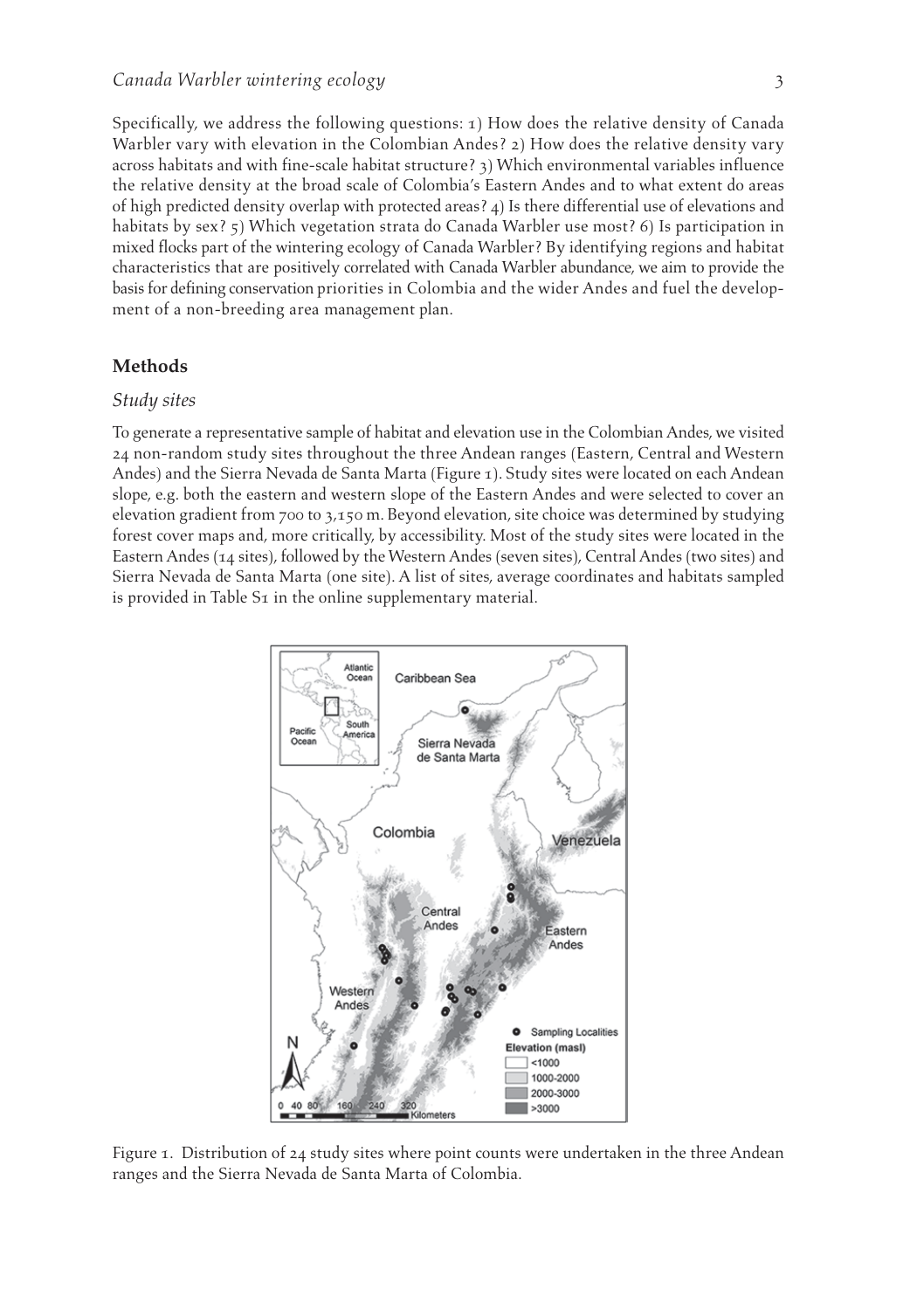Specifically, we address the following questions: 1) How does the relative density of Canada Warbler vary with elevation in the Colombian Andes? 2) How does the relative density vary across habitats and with fine-scale habitat structure? 3) Which environmental variables influence the relative density at the broad scale of Colombia's Eastern Andes and to what extent do areas of high predicted density overlap with protected areas? 4) Is there differential use of elevations and habitats by sex? 5) Which vegetation strata do Canada Warbler use most? 6) Is participation in mixed flocks part of the wintering ecology of Canada Warbler? By identifying regions and habitat characteristics that are positively correlated with Canada Warbler abundance, we aim to provide the basis for defining conservation priorities in Colombia and the wider Andes and fuel the development of a non-breeding area management plan.

## Methods

### *Study sites*

To generate a representative sample of habitat and elevation use in the Colombian Andes, we visited 24 non-random study sites throughout the three Andean ranges (Eastern, Central and Western Andes) and the Sierra Nevada de Santa Marta (Figure 1). Study sites were located on each Andean slope, e.g. both the eastern and western slope of the Eastern Andes and were selected to cover an elevation gradient from 700 to 3,150 m. Beyond elevation, site choice was determined by studying forest cover maps and, more critically, by accessibility. Most of the study sites were located in the Eastern Andes (14 sites), followed by the Western Andes (seven sites), Central Andes (two sites) and Sierra Nevada de Santa Marta (one site). A list of sites, average coordinates and habitats sampled is provided in Table S1 in the online supplementary material.

Figure 1. Distribution of 24 study sites where point counts were undertaken in the three Andean ranges and the Sierra Nevada de Santa Marta of Colombia.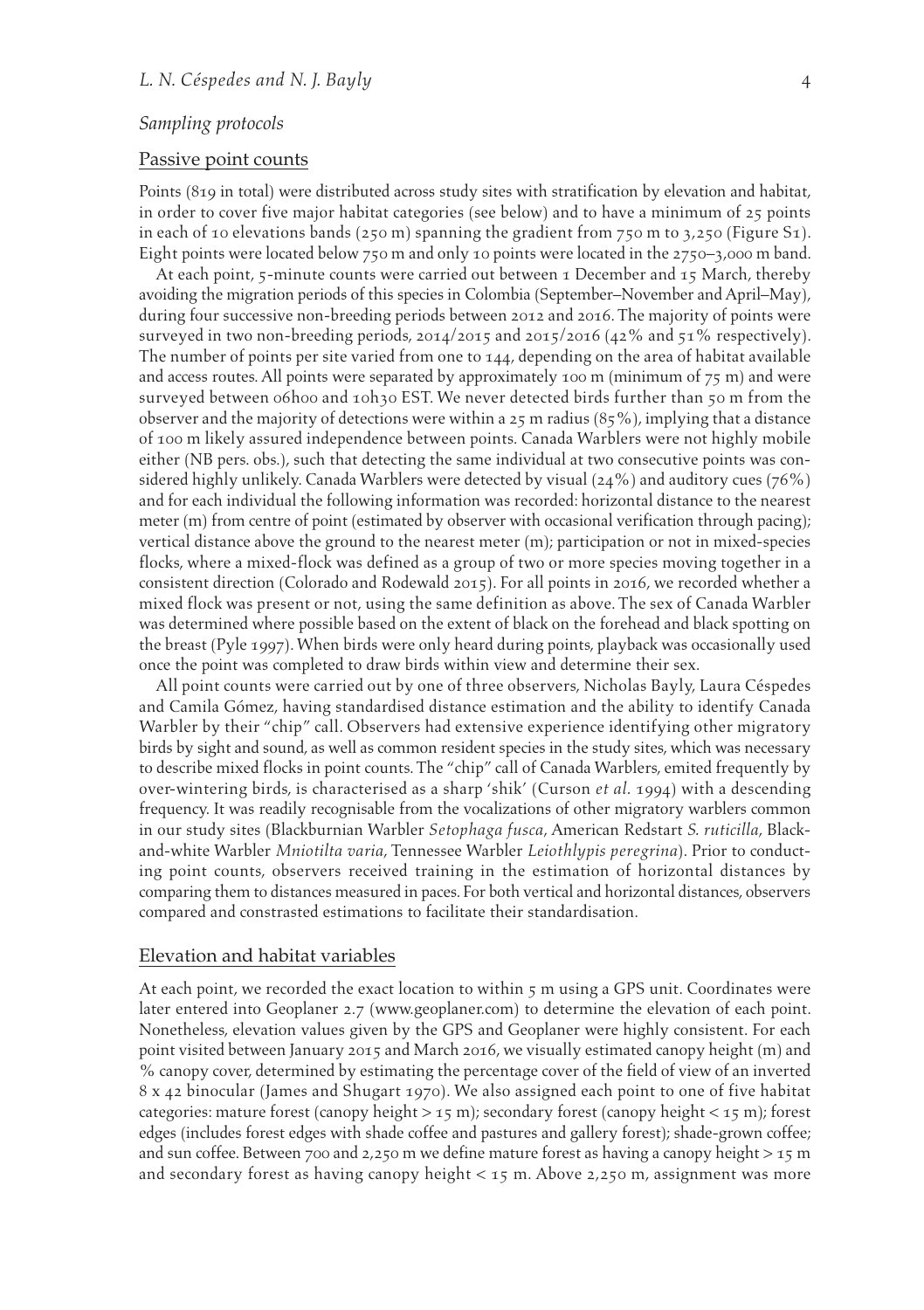### *Sampling protocols*

#### Passive point counts

Points (819 in total) were distributed across study sites with stratification by elevation and habitat, in order to cover five major habitat categories (see below) and to have a minimum of 25 points in each of 10 elevations bands (250 m) spanning the gradient from 750 m to 3,250 (Figure S1). Eight points were located below 750 m and only 10 points were located in the 2750–3,000 m band.

At each point, 5-minute counts were carried out between 1 December and 15 March, thereby avoiding the migration periods of this species in Colombia (September–November and April–May), during four successive non-breeding periods between 2012 and 2016. The majority of points were surveyed in two non-breeding periods, 2014/2015 and 2015/2016 (42% and 51% respectively). The number of points per site varied from one to 144, depending on the area of habitat available and access routes. All points were separated by approximately 100 m (minimum of 75 m) and were surveyed between 06h00 and 10h30 EST. We never detected birds further than 50 m from the observer and the majority of detections were within a 25 m radius (85%), implying that a distance of 100 m likely assured independence between points. Canada Warblers were not highly mobile either (NB pers. obs.), such that detecting the same individual at two consecutive points was considered highly unlikely. Canada Warblers were detected by visual (24%) and auditory cues (76%) and for each individual the following information was recorded: horizontal distance to the nearest meter (m) from centre of point (estimated by observer with occasional verification through pacing); vertical distance above the ground to the nearest meter (m); participation or not in mixed-species flocks, where a mixed-flock was defined as a group of two or more species moving together in a consistent direction (Colorado and Rodewald 2015). For all points in 2016, we recorded whether a mixed flock was present or not, using the same definition as above. The sex of Canada Warbler was determined where possible based on the extent of black on the forehead and black spotting on the breast (Pyle 1997). When birds were only heard during points, playback was occasionally used once the point was completed to draw birds within view and determine their sex.

All point counts were carried out by one of three observers, Nicholas Bayly, Laura Céspedes and Camila Gómez, having standardised distance estimation and the ability to identify Canada Warbler by their "chip" call. Observers had extensive experience identifying other migratory birds by sight and sound, as well as common resident species in the study sites, which was necessary to describe mixed flocks in point counts. The "chip" call of Canada Warblers, emited frequently by over-wintering birds, is characterised as a sharp 'shik' (Curson *et al.* 1994) with a descending frequency. It was readily recognisable from the vocalizations of other migratory warblers common in our study sites (Blackburnian Warbler *Setophaga fusca*, American Redstart *S. ruticilla*, Black-and-white Warbler *Mniotilta varia*, Tennessee Warbler *Leiothlypis peregrina*). Prior to conducting point counts, observers received training in the estimation of horizontal distances by comparing them to distances measured in paces. For both vertical and horizontal distances, observers compared and constrasted estimations to facilitate their standardisation.

#### Elevation and habitat variables

At each point, we recorded the exact location to within 5 m using a GPS unit. Coordinates were later entered into Geoplaner 2.7 (www.geoplaner.com) to determine the elevation of each point. Nonetheless, elevation values given by the GPS and Geoplaner were highly consistent. For each point visited between January 2015 and March 2016, we visually estimated canopy height (m) and % canopy cover, determined by estimating the percentage cover of the field of view of an inverted 8 x 42 binocular (James and Shugart 1970). We also assigned each point to one of five habitat categories: mature forest (canopy height > 15 m); secondary forest (canopy height < 15 m); forest edges (includes forest edges with shade coffee and pastures and gallery forest); shade-grown coffee; and sun coffee. Between 700 and 2,250 m we define mature forest as having a canopy height > 15 m and secondary forest as having canopy height < 15 m. Above 2,250 m, assignment was more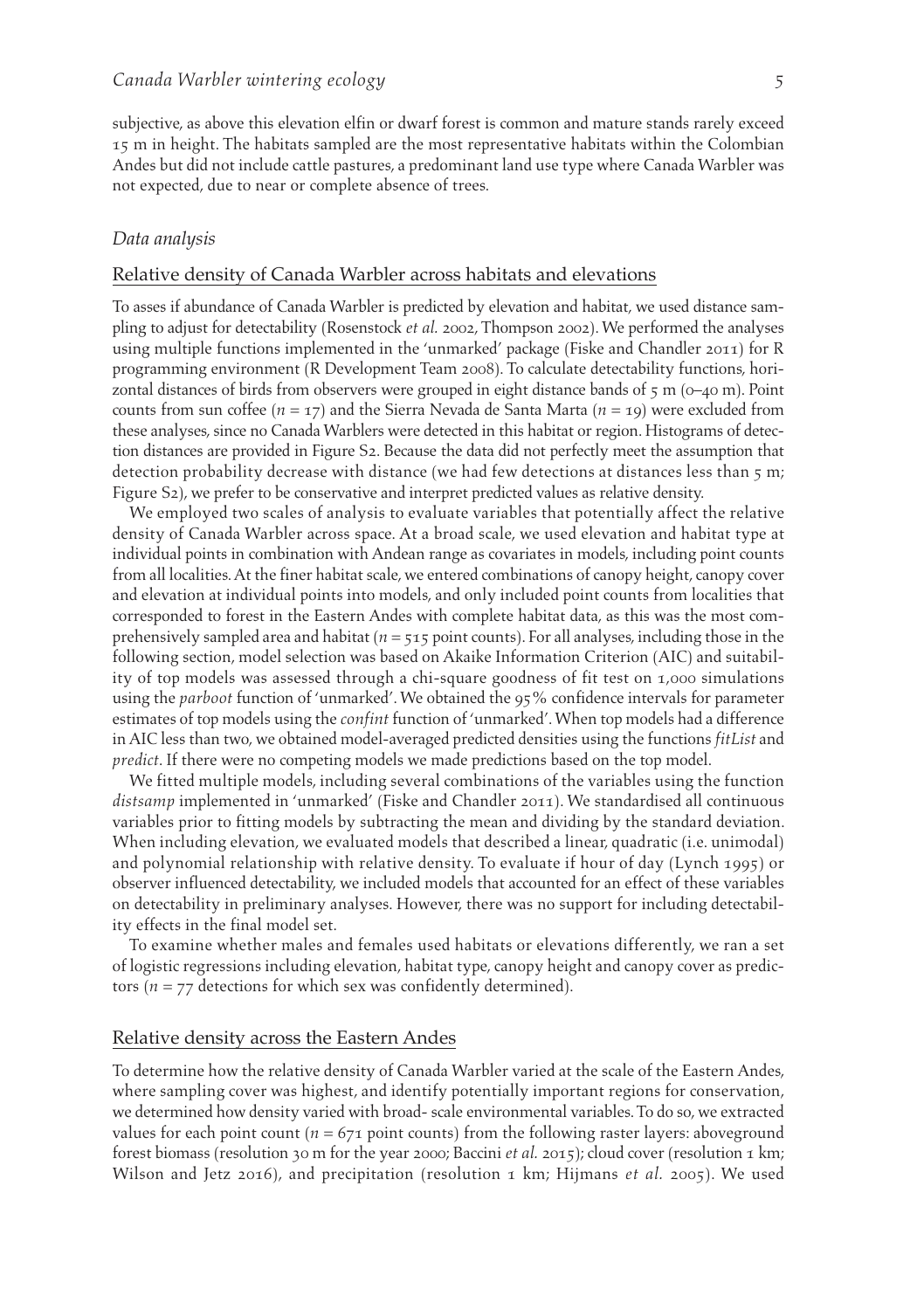subjective, as above this elevation elfin or dwarf forest is common and mature stands rarely exceed 15 m in height. The habitats sampled are the most representative habitats within the Colombian Andes but did not include cattle pastures, a predominant land use type where Canada Warbler was not expected, due to near or complete absence of trees.

### *Data analysis*

#### Relative density of Canada Warbler across habitats and elevations

To asses if abundance of Canada Warbler is predicted by elevation and habitat, we used distance sampling to adjust for detectability (Rosenstock *et al.* 2002, Thompson 2002). We performed the analyses using multiple functions implemented in the 'unmarked' package (Fiske and Chandler 2011) for R programming environment (R Development Team 2008). To calculate detectability functions, horizontal distances of birds from observers were grouped in eight distance bands of 5 m (0–40 m). Point counts from sun coffee ($n = 17$) and the Sierra Nevada de Santa Marta ($n = 19$) were excluded from these analyses, since no Canada Warblers were detected in this habitat or region. Histograms of detection distances are provided in Figure S2. Because the data did not perfectly meet the assumption that detection probability decrease with distance (we had few detections at distances less than 5 m; Figure S2), we prefer to be conservative and interpret predicted values as relative density.

We employed two scales of analysis to evaluate variables that potentially affect the relative density of Canada Warbler across space. At a broad scale, we used elevation and habitat type at individual points in combination with Andean range as covariates in models, including point counts from all localities. At the finer habitat scale, we entered combinations of canopy height, canopy cover and elevation at individual points into models, and only included point counts from localities that corresponded to forest in the Eastern Andes with complete habitat data, as this was the most comprehensively sampled area and habitat ($n = 515$ point counts). For all analyses, including those in the following section, model selection was based on Akaike Information Criterion (AIC) and suitability of top models was assessed through a chi-square goodness of fit test on 1,000 simulations using the *parboot* function of 'unmarked'. We obtained the 95% confidence intervals for parameter estimates of top models using the *confint* function of 'unmarked'. When top models had a difference in AIC less than two, we obtained model-averaged predicted densities using the functions *fitList* and *predict*. If there were no competing models we made predictions based on the top model.

We fitted multiple models, including several combinations of the variables using the function *distsamp* implemented in 'unmarked' (Fiske and Chandler 2011). We standardised all continuous variables prior to fitting models by subtracting the mean and dividing by the standard deviation. When including elevation, we evaluated models that described a linear, quadratic (i.e. unimodal) and polynomial relationship with relative density. To evaluate if hour of day (Lynch 1995) or observer influenced detectability, we included models that accounted for an effect of these variables on detectability in preliminary analyses. However, there was no support for including detectability effects in the final model set.

To examine whether males and females used habitats or elevations differently, we ran a set of logistic regressions including elevation, habitat type, canopy height and canopy cover as predictors ($n = 77$ detections for which sex was confidently determined).

#### Relative density across the Eastern Andes

To determine how the relative density of Canada Warbler varied at the scale of the Eastern Andes, where sampling cover was highest, and identify potentially important regions for conservation, we determined how density varied with broad- scale environmental variables. To do so, we extracted values for each point count ($n = 671$ point counts) from the following raster layers: aboveground forest biomass (resolution 30 m for the year 2000; Baccini *et al.* 2015); cloud cover (resolution 1 km; Wilson and Jetz 2016), and precipitation (resolution 1 km; Hijmans *et al.* 2005). We used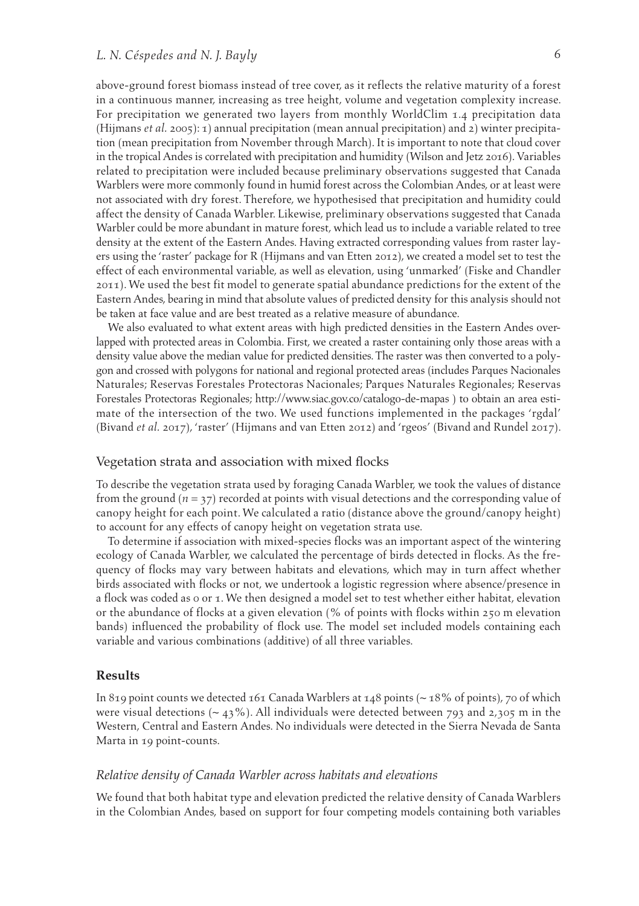above-ground forest biomass instead of tree cover, as it reflects the relative maturity of a forest in a continuous manner, increasing as tree height, volume and vegetation complexity increase. For precipitation we generated two layers from monthly WorldClim 1.4 precipitation data (Hijmans *et al.* 2005): 1) annual precipitation (mean annual precipitation) and 2) winter precipitation (mean precipitation from November through March). It is important to note that cloud cover in the tropical Andes is correlated with precipitation and humidity (Wilson and Jetz 2016). Variables related to precipitation were included because preliminary observations suggested that Canada Warblers were more commonly found in humid forest across the Colombian Andes, or at least were not associated with dry forest. Therefore, we hypothesised that precipitation and humidity could affect the density of Canada Warbler. Likewise, preliminary observations suggested that Canada Warbler could be more abundant in mature forest, which lead us to include a variable related to tree density at the extent of the Eastern Andes. Having extracted corresponding values from raster layers using the 'raster' package for R (Hijmans and van Etten 2012), we created a model set to test the effect of each environmental variable, as well as elevation, using 'unmarked' (Fiske and Chandler 2011). We used the best fit model to generate spatial abundance predictions for the extent of the Eastern Andes, bearing in mind that absolute values of predicted density for this analysis should not be taken at face value and are best treated as a relative measure of abundance.

We also evaluated to what extent areas with high predicted densities in the Eastern Andes overlapped with protected areas in Colombia. First, we created a raster containing only those areas with a density value above the median value for predicted densities. The raster was then converted to a polygon and crossed with polygons for national and regional protected areas (includes Parques Nacionales Naturales; Reservas Forestales Protectoras Nacionales; Parques Naturales Regionales; Reservas Forestales Protectoras Regionales; http://www.siac.gov.co/catalogo-de-mapas ) to obtain an area estimate of the intersection of the two. We used functions implemented in the packages 'rgdal' (Bivand *et al.* 2017), 'raster' (Hijmans and van Etten 2012) and 'rgeos' (Bivand and Rundel 2017).

## Vegetation strata and association with mixed flocks

To describe the vegetation strata used by foraging Canada Warbler, we took the values of distance from the ground ($n = 37$) recorded at points with visual detections and the corresponding value of canopy height for each point. We calculated a ratio (distance above the ground/canopy height) to account for any effects of canopy height on vegetation strata use.

To determine if association with mixed-species flocks was an important aspect of the wintering ecology of Canada Warbler, we calculated the percentage of birds detected in flocks. As the frequency of flocks may vary between habitats and elevations, which may in turn affect whether birds associated with flocks or not, we undertook a logistic regression where absence/presence in a flock was coded as 0 or 1. We then designed a model set to test whether either habitat, elevation or the abundance of flocks at a given elevation (% of points with flocks within 250 m elevation bands) influenced the probability of flock use. The model set included models containing each variable and various combinations (additive) of all three variables.

# Results

In 819 point counts we detected 161 Canada Warblers at 148 points (~ 18% of points), 70 of which were visual detections (~ 43%). All individuals were detected between 793 and 2,305 m in the Western, Central and Eastern Andes. No individuals were detected in the Sierra Nevada de Santa Marta in 19 point-counts.

### *Relative density of Canada Warbler across habitats and elevations*

We found that both habitat type and elevation predicted the relative density of Canada Warblers in the Colombian Andes, based on support for four competing models containing both variables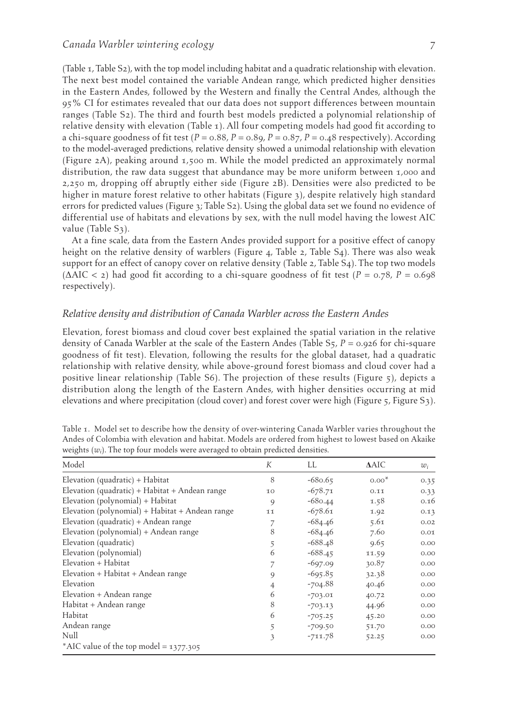(Table 1, Table S2), with the top model including habitat and a quadratic relationship with elevation. The next best model contained the variable Andean range, which predicted higher densities in the Eastern Andes, followed by the Western and finally the Central Andes, although the 95% CI for estimates revealed that our data does not support differences between mountain ranges (Table S2). The third and fourth best models predicted a polynomial relationship of relative density with elevation (Table 1). All four competing models had good fit according to a chi-square goodness of fit test ($P = 0.88$, $P = 0.89$, $P = 0.87$, $P = 0.48$ respectively). According to the model-averaged predictions, relative density showed a unimodal relationship with elevation (Figure 2A), peaking around 1,500 m. While the model predicted an approximately normal distribution, the raw data suggest that abundance may be more uniform between 1,000 and 2,250 m, dropping off abruptly either side (Figure 2B). Densities were also predicted to be higher in mature forest relative to other habitats (Figure 3), despite relatively high standard errors for predicted values (Figure 3; Table S2). Using the global data set we found no evidence of differential use of habitats and elevations by sex, with the null model having the lowest AIC value (Table S3).

At a fine scale, data from the Eastern Andes provided support for a positive effect of canopy height on the relative density of warblers (Figure 4, Table 2, Table S4). There was also weak support for an effect of canopy cover on relative density (Table 2, Table S4). The top two models ($\Delta$AIC < 2) had good fit according to a chi-square goodness of fit test ($P = 0.78$, $P = 0.698$ respectively).

### *Relative density and distribution of Canada Warbler across the Eastern Andes*

Elevation, forest biomass and cloud cover best explained the spatial variation in the relative density of Canada Warbler at the scale of the Eastern Andes (Table S5, $P = 0.926$ for chi-square goodness of fit test). Elevation, following the results for the global dataset, had a quadratic relationship with relative density, while above-ground forest biomass and cloud cover had a positive linear relationship (Table S6). The projection of these results (Figure 5), depicts a distribution along the length of the Eastern Andes, with higher densities occurring at mid elevations and where precipitation (cloud cover) and forest cover were high (Figure 5, Figure S3).

Table 1. Model set to describe how the density of over-wintering Canada Warbler varies throughout the Andes of Colombia with elevation and habitat. Models are ordered from highest to lowest based on Akaike weights ($w_i$). The top four models were averaged to obtain predicted densities.

| Model | $K$ | LL | $\Delta$AIC | $w_i$ |
|---|---|---|---|---|
| Elevation (quadratic) + Habitat | 8 | -680.65 | 0.00* | 0.35 |
| Elevation (quadratic) + Habitat + Andean range | 10 | -678.71 | 0.11 | 0.33 |
| Elevation (polynomial) + Habitat | 9 | -680.44 | 1.58 | 0.16 |
| Elevation (polynomial) + Habitat + Andean range | 11 | -678.61 | 1.92 | 0.13 |
| Elevation (quadratic) + Andean range | 7 | -684.46 | 5.61 | 0.02 |
| Elevation (polynomial) + Andean range | 8 | -684.46 | 7.60 | 0.01 |
| Elevation (quadratic) | 5 | -688.48 | 9.65 | 0.00 |
| Elevation (polynomial) | 6 | -688.45 | 11.59 | 0.00 |
| Elevation + Habitat | 7 | -697.09 | 30.87 | 0.00 |
| Elevation + Habitat + Andean range | 9 | -695.85 | 32.38 | 0.00 |
| Elevation | 4 | -704.88 | 40.46 | 0.00 |
| Elevation + Andean range | 6 | -703.01 | 40.72 | 0.00 |
| Habitat + Andean range | 8 | -703.13 | 44.96 | 0.00 |
| Habitat | 6 | -705.25 | 45.20 | 0.00 |
| Andean range | 5 | -709.50 | 51.70 | 0.00 |
| Null | 3 | -711.78 | 52.25 | 0.00 |

*AIC value of the top model = 1377.305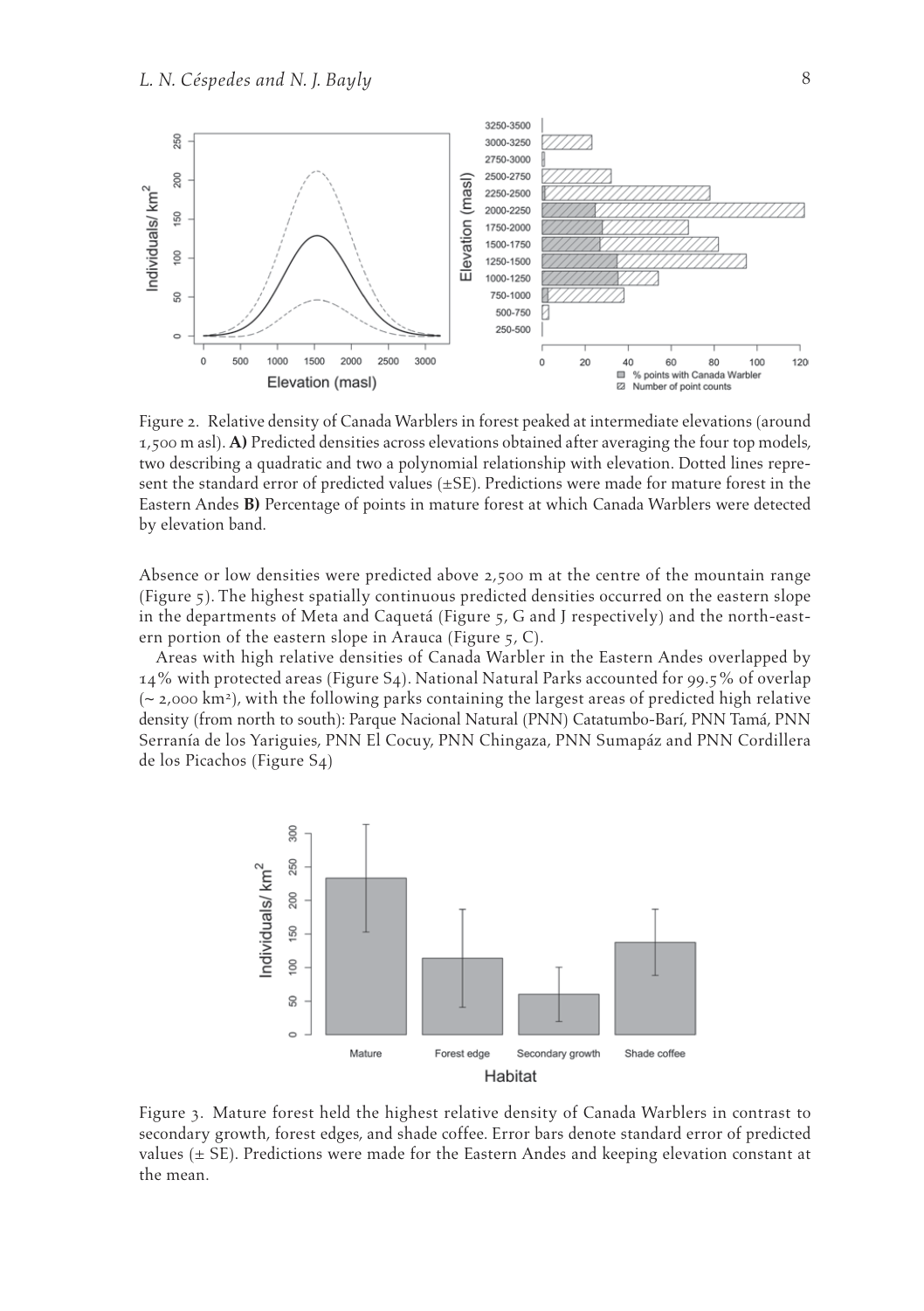Figure 2. Relative density of Canada Warblers in forest peaked at intermediate elevations (around 1,500 m asl). **A)** Predicted densities across elevations obtained after averaging the four top models, two describing a quadratic and two a polynomial relationship with elevation. Dotted lines represent the standard error of predicted values (±SE). Predictions were made for mature forest in the Eastern Andes **B)** Percentage of points in mature forest at which Canada Warblers were detected by elevation band.

Absence or low densities were predicted above 2,500 m at the centre of the mountain range (Figure 5). The highest spatially continuous predicted densities occurred on the eastern slope in the departments of Meta and Caquetá (Figure 5, G and J respectively) and the north-eastern portion of the eastern slope in Arauca (Figure 5, C).

Areas with high relative densities of Canada Warbler in the Eastern Andes overlapped by 14% with protected areas (Figure S4). National Natural Parks accounted for 99.5% of overlap (~ 2,000 km²), with the following parks containing the largest areas of predicted high relative density (from north to south): Parque Nacional Natural (PNN) Catatumbo-Barí, PNN Tamá, PNN Serranía de los Yariguies, PNN El Cocuy, PNN Chingaza, PNN Sumapáz and PNN Cordillera de los Picachos (Figure S4)

Figure 3. Mature forest held the highest relative density of Canada Warblers in contrast to secondary growth, forest edges, and shade coffee. Error bars denote standard error of predicted values (± SE). Predictions were made for the Eastern Andes and keeping elevation constant at the mean.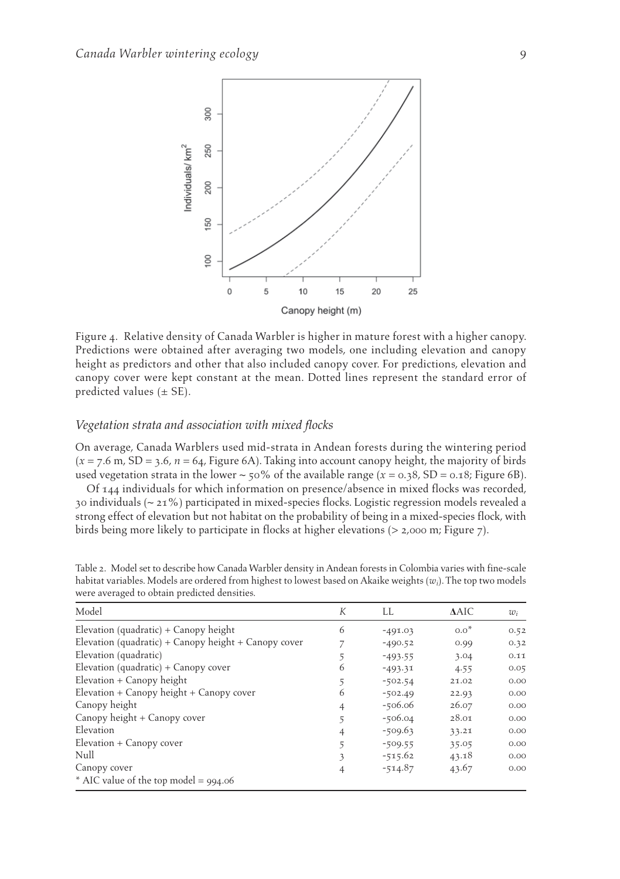Figure 4. Relative density of Canada Warbler is higher in mature forest with a higher canopy. Predictions were obtained after averaging two models, one including elevation and canopy height as predictors and other that also included canopy cover. For predictions, elevation and canopy cover were kept constant at the mean. Dotted lines represent the standard error of predicted values (± SE).

### *Vegetation strata and association with mixed flocks*

On average, Canada Warblers used mid-strata in Andean forests during the wintering period ($x$ = 7.6 m, SD = 3.6, $n$ = 64, Figure 6A). Taking into account canopy height, the majority of birds used vegetation strata in the lower ~ 50% of the available range ($x$ = 0.38, SD = 0.18; Figure 6B).

Of 144 individuals for which information on presence/absence in mixed flocks was recorded, 30 individuals (~ 21%) participated in mixed-species flocks. Logistic regression models revealed a strong effect of elevation but not habitat on the probability of being in a mixed-species flock, with birds being more likely to participate in flocks at higher elevations (> 2,000 m; Figure 7).

Table 2. Model set to describe how Canada Warbler density in Andean forests in Colombia varies with fine-scale habitat variables. Models are ordered from highest to lowest based on Akaike weights ($w_i$). The top two models were averaged to obtain predicted densities.

| Model | $K$ | LL | ΔAIC | $w_i$ |
|---|---|---|---|---|
| Elevation (quadratic) + Canopy height | 6 | -491.03 | 0.0* | 0.52 |
| Elevation (quadratic) + Canopy height + Canopy cover | 7 | -490.52 | 0.99 | 0.32 |
| Elevation (quadratic) | 5 | -493.55 | 3.04 | 0.11 |
| Elevation (quadratic) + Canopy cover | 6 | -493.31 | 4.55 | 0.05 |
| Elevation + Canopy height | 5 | -502.54 | 21.02 | 0.00 |
| Elevation + Canopy height + Canopy cover | 6 | -502.49 | 22.93 | 0.00 |
| Canopy height | 4 | -506.06 | 26.07 | 0.00 |
| Canopy height + Canopy cover | 5 | -506.04 | 28.01 | 0.00 |
| Elevation | 4 | -509.63 | 33.21 | 0.00 |
| Elevation + Canopy cover | 5 | -509.55 | 35.05 | 0.00 |
| Null | 3 | -515.62 | 43.18 | 0.00 |
| Canopy cover | 4 | -514.87 | 43.67 | 0.00 |

\* AIC value of the top model = 994.06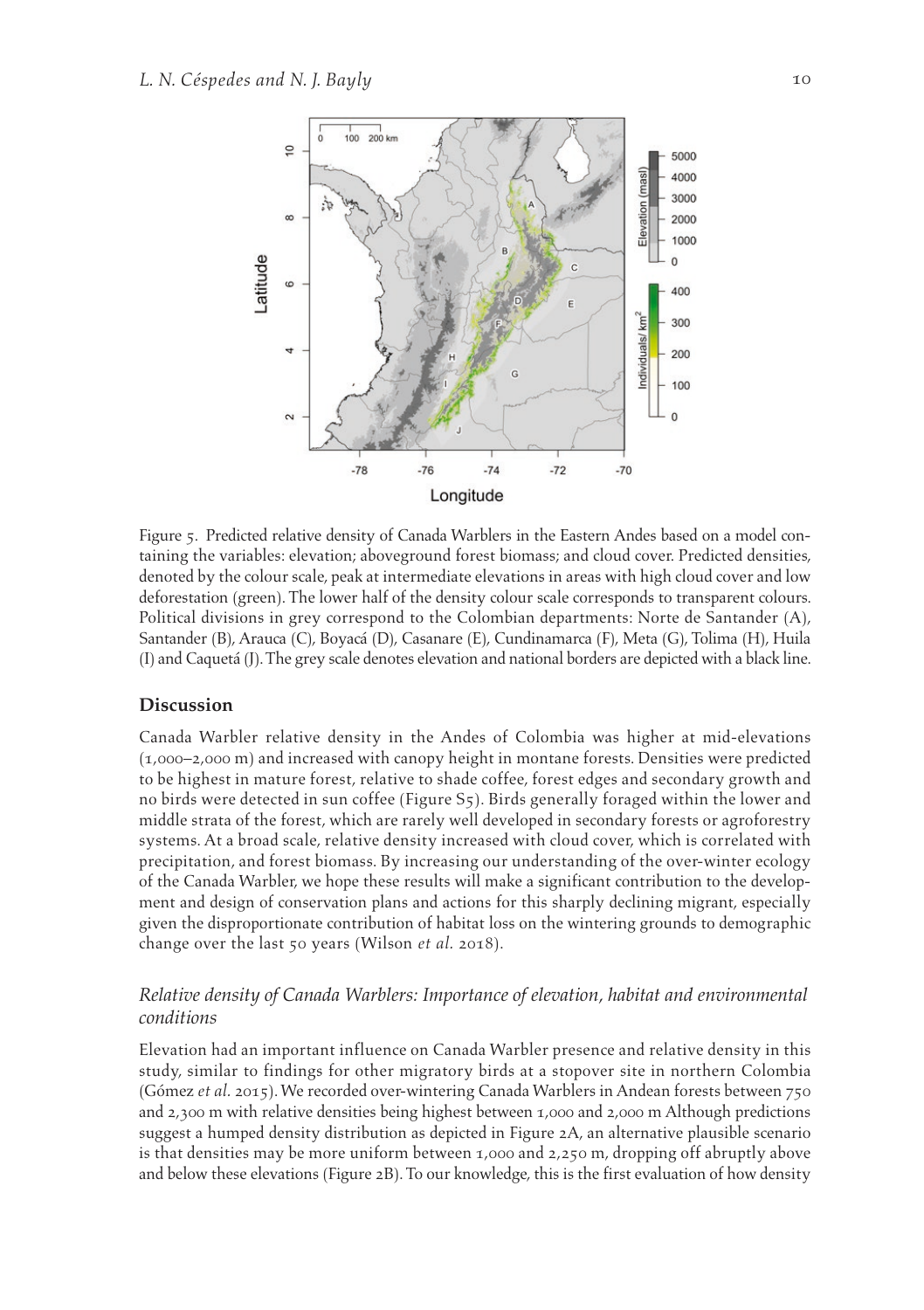Figure 5. Predicted relative density of Canada Warblers in the Eastern Andes based on a model containing the variables: elevation; aboveground forest biomass; and cloud cover. Predicted densities, denoted by the colour scale, peak at intermediate elevations in areas with high cloud cover and low deforestation (green). The lower half of the density colour scale corresponds to transparent colours. Political divisions in grey correspond to the Colombian departments: Norte de Santander (A), Santander (B), Arauca (C), Boyacá (D), Casanare (E), Cundinamarca (F), Meta (G), Tolima (H), Huila (I) and Caquetá (J). The grey scale denotes elevation and national borders are depicted with a black line.

## Discussion

Canada Warbler relative density in the Andes of Colombia was higher at mid-elevations (1,000–2,000 m) and increased with canopy height in montane forests. Densities were predicted to be highest in mature forest, relative to shade coffee, forest edges and secondary growth and no birds were detected in sun coffee (Figure S5). Birds generally foraged within the lower and middle strata of the forest, which are rarely well developed in secondary forests or agroforestry systems. At a broad scale, relative density increased with cloud cover, which is correlated with precipitation, and forest biomass. By increasing our understanding of the over-winter ecology of the Canada Warbler, we hope these results will make a significant contribution to the development and design of conservation plans and actions for this sharply declining migrant, especially given the disproportionate contribution of habitat loss on the wintering grounds to demographic change over the last 50 years (Wilson *et al.* 2018).

### *Relative density of Canada Warblers: Importance of elevation, habitat and environmental conditions*

Elevation had an important influence on Canada Warbler presence and relative density in this study, similar to findings for other migratory birds at a stopover site in northern Colombia (Gómez *et al.* 2015). We recorded over-wintering Canada Warblers in Andean forests between 750 and 2,300 m with relative densities being highest between 1,000 and 2,000 m Although predictions suggest a humped density distribution as depicted in Figure 2A, an alternative plausible scenario is that densities may be more uniform between 1,000 and 2,250 m, dropping off abruptly above and below these elevations (Figure 2B). To our knowledge, this is the first evaluation of how density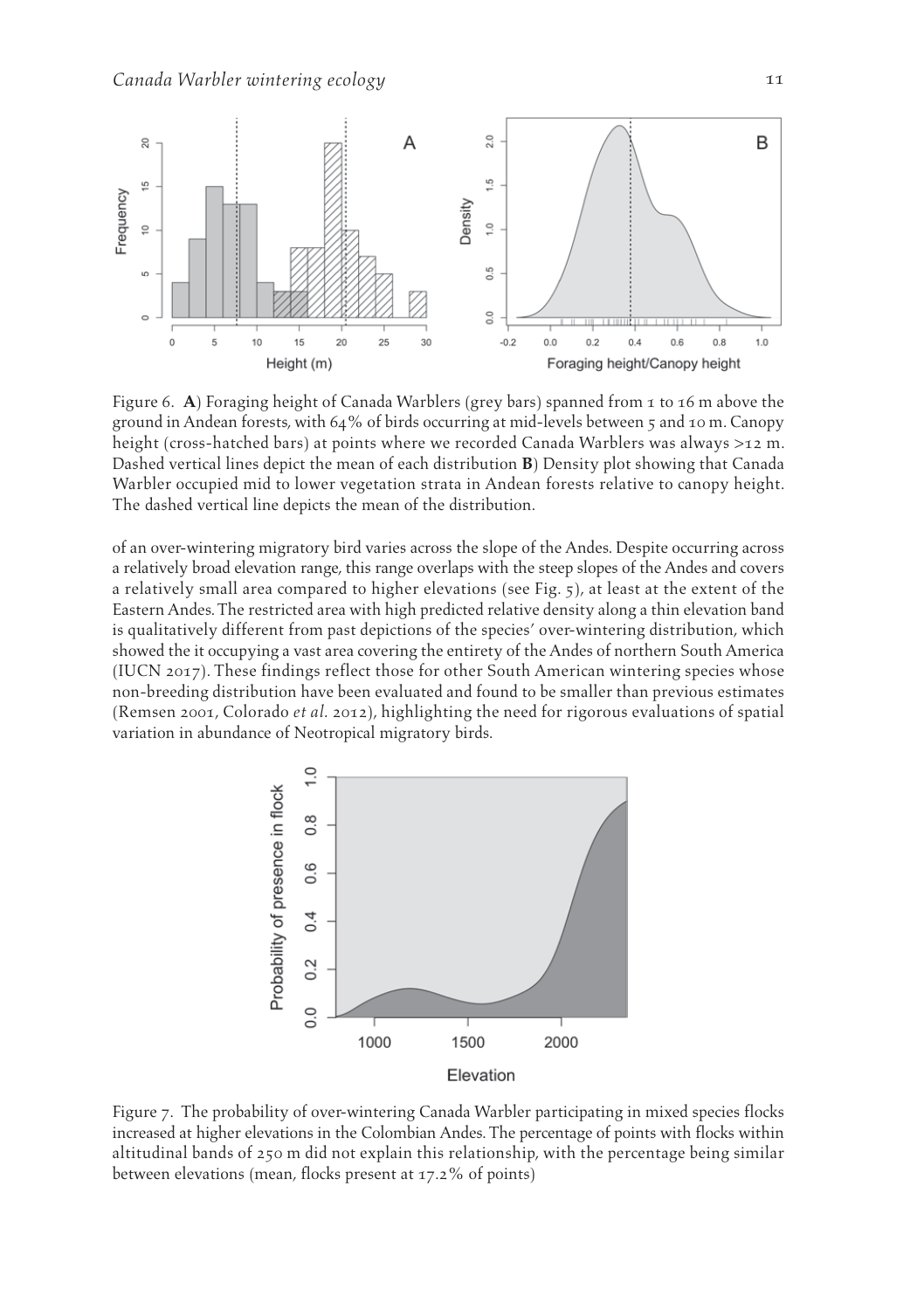Figure 6. **A**) Foraging height of Canada Warblers (grey bars) spanned from 1 to 16 m above the ground in Andean forests, with 64% of birds occurring at mid-levels between 5 and 10 m. Canopy height (cross-hatched bars) at points where we recorded Canada Warblers was always >12 m. Dashed vertical lines depict the mean of each distribution **B**) Density plot showing that Canada Warbler occupied mid to lower vegetation strata in Andean forests relative to canopy height. The dashed vertical line depicts the mean of the distribution.

of an over-wintering migratory bird varies across the slope of the Andes. Despite occurring across a relatively broad elevation range, this range overlaps with the steep slopes of the Andes and covers a relatively small area compared to higher elevations (see Fig. 5), at least at the extent of the Eastern Andes. The restricted area with high predicted relative density along a thin elevation band is qualitatively different from past depictions of the species' over-wintering distribution, which showed the it occupying a vast area covering the entirety of the Andes of northern South America (IUCN 2017). These findings reflect those for other South American wintering species whose non-breeding distribution have been evaluated and found to be smaller than previous estimates (Remsen 2001, Colorado *et al.* 2012), highlighting the need for rigorous evaluations of spatial variation in abundance of Neotropical migratory birds.

Figure 7. The probability of over-wintering Canada Warbler participating in mixed species flocks increased at higher elevations in the Colombian Andes. The percentage of points with flocks within altitudinal bands of 250 m did not explain this relationship, with the percentage being similar between elevations (mean, flocks present at 17.2% of points)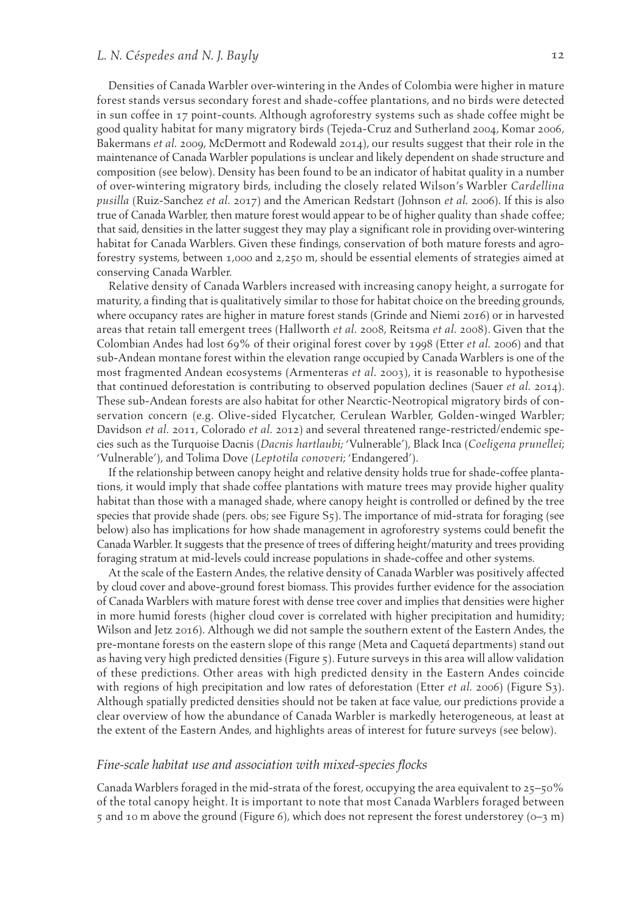Densities of Canada Warbler over-wintering in the Andes of Colombia were higher in mature forest stands versus secondary forest and shade-coffee plantations, and no birds were detected in sun coffee in 17 point-counts. Although agroforestry systems such as shade coffee might be good quality habitat for many migratory birds (Tejeda-Cruz and Sutherland 2004, Komar 2006, Bakermans *et al.* 2009, McDermott and Rodewald 2014), our results suggest that their role in the maintenance of Canada Warbler populations is unclear and likely dependent on shade structure and composition (see below). Density has been found to be an indicator of habitat quality in a number of over-wintering migratory birds, including the closely related Wilson's Warbler *Cardellina pusilla* (Ruiz-Sanchez *et al.* 2017) and the American Redstart (Johnson *et al.* 2006). If this is also true of Canada Warbler, then mature forest would appear to be of higher quality than shade coffee; that said, densities in the latter suggest they may play a significant role in providing over-wintering habitat for Canada Warblers. Given these findings, conservation of both mature forests and agroforestry systems, between 1,000 and 2,250 m, should be essential elements of strategies aimed at conserving Canada Warbler.

Relative density of Canada Warblers increased with increasing canopy height, a surrogate for maturity, a finding that is qualitatively similar to those for habitat choice on the breeding grounds, where occupancy rates are higher in mature forest stands (Grinde and Niemi 2016) or in harvested areas that retain tall emergent trees (Hallworth *et al.* 2008, Reitsma *et al.* 2008). Given that the Colombian Andes had lost 69% of their original forest cover by 1998 (Etter *et al.* 2006) and that sub-Andean montane forest within the elevation range occupied by Canada Warblers is one of the most fragmented Andean ecosystems (Armenteras *et al.* 2003), it is reasonable to hypothesise that continued deforestation is contributing to observed population declines (Sauer *et al.* 2014). These sub-Andean forests are also habitat for other Nearctic-Neotropical migratory birds of conservation concern (e.g. Olive-sided Flycatcher, Cerulean Warbler, Golden-winged Warbler; Davidson *et al.* 2011, Colorado *et al.* 2012) and several threatened range-restricted/endemic species such as the Turquoise Dacnis (*Dacnis hartlaubi*; 'Vulnerable'), Black Inca (*Coeligena prunellei*; 'Vulnerable'), and Tolima Dove (*Leptotila conoveri*; 'Endangered').

If the relationship between canopy height and relative density holds true for shade-coffee plantations, it would imply that shade coffee plantations with mature trees may provide higher quality habitat than those with a managed shade, where canopy height is controlled or defined by the tree species that provide shade (pers. obs; see Figure S5). The importance of mid-strata for foraging (see below) also has implications for how shade management in agroforestry systems could benefit the Canada Warbler. It suggests that the presence of trees of differing height/maturity and trees providing foraging stratum at mid-levels could increase populations in shade-coffee and other systems.

At the scale of the Eastern Andes, the relative density of Canada Warbler was positively affected by cloud cover and above-ground forest biomass. This provides further evidence for the association of Canada Warblers with mature forest with dense tree cover and implies that densities were higher in more humid forests (higher cloud cover is correlated with higher precipitation and humidity; Wilson and Jetz 2016). Although we did not sample the southern extent of the Eastern Andes, the pre-montane forests on the eastern slope of this range (Meta and Caquetá departments) stand out as having very high predicted densities (Figure 5). Future surveys in this area will allow validation of these predictions. Other areas with high predicted density in the Eastern Andes coincide with regions of high precipitation and low rates of deforestation (Etter *et al.* 2006) (Figure S3). Although spatially predicted densities should not be taken at face value, our predictions provide a clear overview of how the abundance of Canada Warbler is markedly heterogeneous, at least at the extent of the Eastern Andes, and highlights areas of interest for future surveys (see below).

### *Fine-scale habitat use and association with mixed-species flocks*

Canada Warblers foraged in the mid-strata of the forest, occupying the area equivalent to 25–50% of the total canopy height. It is important to note that most Canada Warblers foraged between 5 and 10 m above the ground (Figure 6), which does not represent the forest understorey (0–3 m)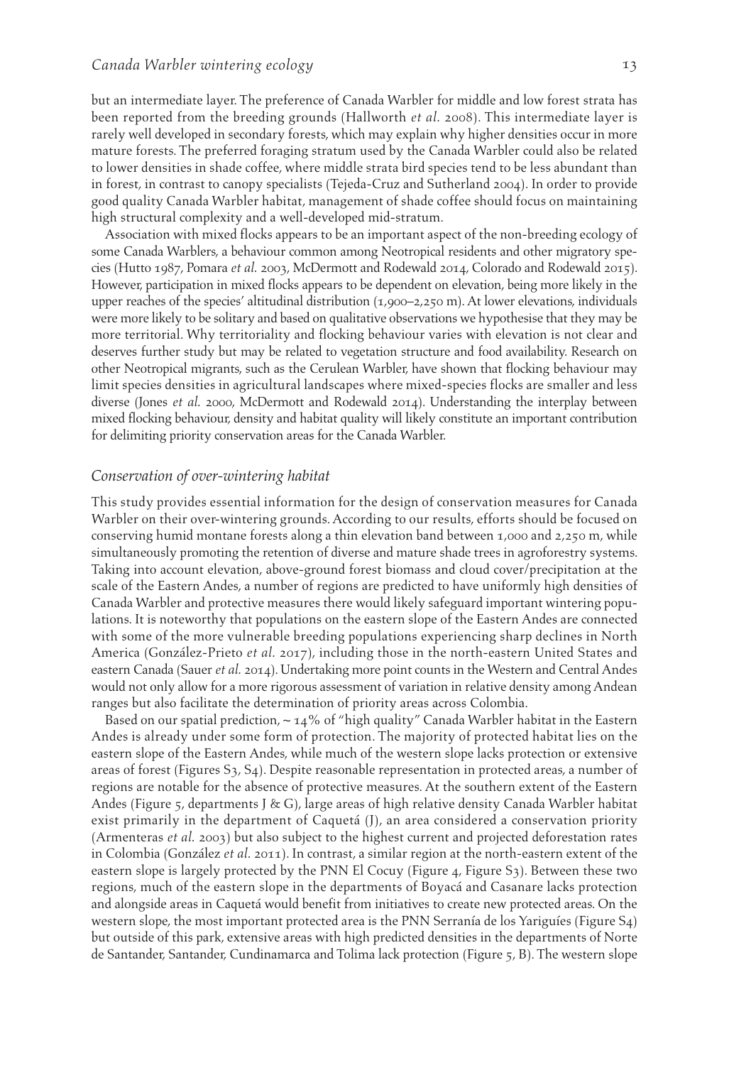but an intermediate layer. The preference of Canada Warbler for middle and low forest strata has been reported from the breeding grounds (Hallworth *et al.* 2008). This intermediate layer is rarely well developed in secondary forests, which may explain why higher densities occur in more mature forests. The preferred foraging stratum used by the Canada Warbler could also be related to lower densities in shade coffee, where middle strata bird species tend to be less abundant than in forest, in contrast to canopy specialists (Tejeda-Cruz and Sutherland 2004). In order to provide good quality Canada Warbler habitat, management of shade coffee should focus on maintaining high structural complexity and a well-developed mid-stratum.

Association with mixed flocks appears to be an important aspect of the non-breeding ecology of some Canada Warblers, a behaviour common among Neotropical residents and other migratory species (Hutto 1987, Pomara *et al.* 2003, McDermott and Rodewald 2014, Colorado and Rodewald 2015). However, participation in mixed flocks appears to be dependent on elevation, being more likely in the upper reaches of the species' altitudinal distribution (1,900–2,250 m). At lower elevations, individuals were more likely to be solitary and based on qualitative observations we hypothesise that they may be more territorial. Why territoriality and flocking behaviour varies with elevation is not clear and deserves further study but may be related to vegetation structure and food availability. Research on other Neotropical migrants, such as the Cerulean Warbler, have shown that flocking behaviour may limit species densities in agricultural landscapes where mixed-species flocks are smaller and less diverse (Jones *et al.* 2000, McDermott and Rodewald 2014). Understanding the interplay between mixed flocking behaviour, density and habitat quality will likely constitute an important contribution for delimiting priority conservation areas for the Canada Warbler.

### *Conservation of over-wintering habitat*

This study provides essential information for the design of conservation measures for Canada Warbler on their over-wintering grounds. According to our results, efforts should be focused on conserving humid montane forests along a thin elevation band between 1,000 and 2,250 m, while simultaneously promoting the retention of diverse and mature shade trees in agroforestry systems. Taking into account elevation, above-ground forest biomass and cloud cover/precipitation at the scale of the Eastern Andes, a number of regions are predicted to have uniformly high densities of Canada Warbler and protective measures there would likely safeguard important wintering populations. It is noteworthy that populations on the eastern slope of the Eastern Andes are connected with some of the more vulnerable breeding populations experiencing sharp declines in North America (González-Prieto *et al.* 2017), including those in the north-eastern United States and eastern Canada (Sauer *et al.* 2014). Undertaking more point counts in the Western and Central Andes would not only allow for a more rigorous assessment of variation in relative density among Andean ranges but also facilitate the determination of priority areas across Colombia.

Based on our spatial prediction, ~ 14% of "high quality" Canada Warbler habitat in the Eastern Andes is already under some form of protection. The majority of protected habitat lies on the eastern slope of the Eastern Andes, while much of the western slope lacks protection or extensive areas of forest (Figures S3, S4). Despite reasonable representation in protected areas, a number of regions are notable for the absence of protective measures. At the southern extent of the Eastern Andes (Figure 5, departments J & G), large areas of high relative density Canada Warbler habitat exist primarily in the department of Caquetá (J), an area considered a conservation priority (Armenteras *et al.* 2003) but also subject to the highest current and projected deforestation rates in Colombia (González *et al.* 2011). In contrast, a similar region at the north-eastern extent of the eastern slope is largely protected by the PNN El Cocuy (Figure 4, Figure S3). Between these two regions, much of the eastern slope in the departments of Boyacá and Casanare lacks protection and alongside areas in Caquetá would benefit from initiatives to create new protected areas. On the western slope, the most important protected area is the PNN Serranía de los Yariguíes (Figure S4) but outside of this park, extensive areas with high predicted densities in the departments of Norte de Santander, Santander, Cundinamarca and Tolima lack protection (Figure 5, B). The western slope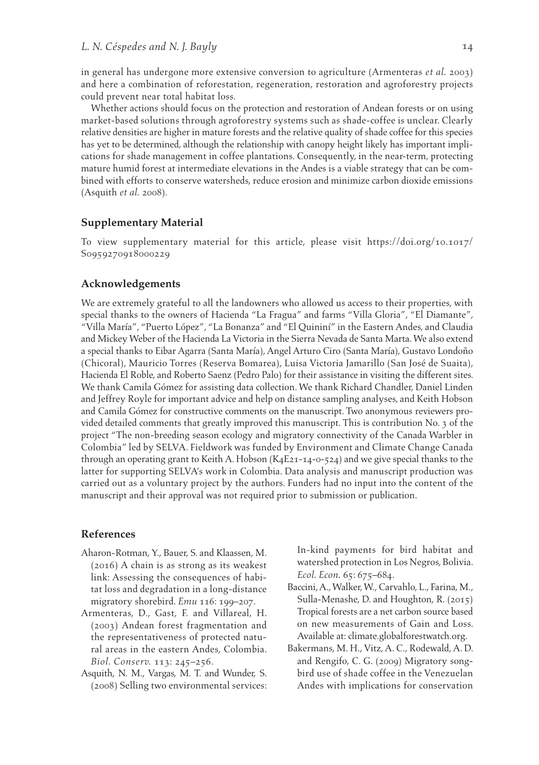in general has undergone more extensive conversion to agriculture (Armenteras *et al.* 2003) and here a combination of reforestation, regeneration, restoration and agroforestry projects could prevent near total habitat loss.

Whether actions should focus on the protection and restoration of Andean forests or on using market-based solutions through agroforestry systems such as shade-coffee is unclear. Clearly relative densities are higher in mature forests and the relative quality of shade coffee for this species has yet to be determined, although the relationship with canopy height likely has important implications for shade management in coffee plantations. Consequently, in the near-term, protecting mature humid forest at intermediate elevations in the Andes is a viable strategy that can be combined with efforts to conserve watersheds, reduce erosion and minimize carbon dioxide emissions (Asquith *et al.* 2008).

## Supplementary Material

To view supplementary material for this article, please visit https://doi.org/10.1017/S0959270918000229

## Acknowledgements

We are extremely grateful to all the landowners who allowed us access to their properties, with special thanks to the owners of Hacienda "La Fragua" and farms "Villa Gloria", "El Diamante", "Villa María", "Puerto López", "La Bonanza" and "El Quininí" in the Eastern Andes, and Claudia and Mickey Weber of the Hacienda La Victoria in the Sierra Nevada de Santa Marta. We also extend a special thanks to Eibar Agarra (Santa María), Angel Arturo Ciro (Santa María), Gustavo Londoño (Chicoral), Mauricio Torres (Reserva Bomarea), Luisa Victoria Jamarillo (San José de Suaita), Hacienda El Roble, and Roberto Saenz (Pedro Palo) for their assistance in visiting the different sites. We thank Camila Gómez for assisting data collection. We thank Richard Chandler, Daniel Linden and Jeffrey Royle for important advice and help on distance sampling analyses, and Keith Hobson and Camila Gómez for constructive comments on the manuscript. Two anonymous reviewers provided detailed comments that greatly improved this manuscript. This is contribution No. 3 of the project "The non-breeding season ecology and migratory connectivity of the Canada Warbler in Colombia" led by SELVA. Fieldwork was funded by Environment and Climate Change Canada through an operating grant to Keith A. Hobson (K4E21-14-0-524) and we give special thanks to the latter for supporting SELVA's work in Colombia. Data analysis and manuscript production was carried out as a voluntary project by the authors. Funders had no input into the content of the manuscript and their approval was not required prior to submission or publication.

## References

Aharon-Rotman, Y., Bauer, S. and Klaassen, M. (2016) A chain is as strong as its weakest link: Assessing the consequences of habitat loss and degradation in a long-distance migratory shorebird. *Emu* 116: 199–207.

Armenteras, D., Gast, F. and Villareal, H. (2003) Andean forest fragmentation and the representativeness of protected natural areas in the eastern Andes, Colombia. *Biol. Conserv.* 113: 245–256.

Asquith, N. M., Vargas, M. T. and Wunder, S. (2008) Selling two environmental services: In-kind payments for bird habitat and watershed protection in Los Negros, Bolivia. *Ecol. Econ.* 65: 675–684.

Baccini, A., Walker, W., Carvahlo, L., Farina, M., Sulla-Menashe, D. and Houghton, R. (2015) Tropical forests are a net carbon source based on new measurements of Gain and Loss. Available at: climate.globalforestwatch.org.

Bakermans, M. H., Vitz, A. C., Rodewald, A. D. and Rengifo, C. G. (2009) Migratory songbird use of shade coffee in the Venezuelan Andes with implications for conservation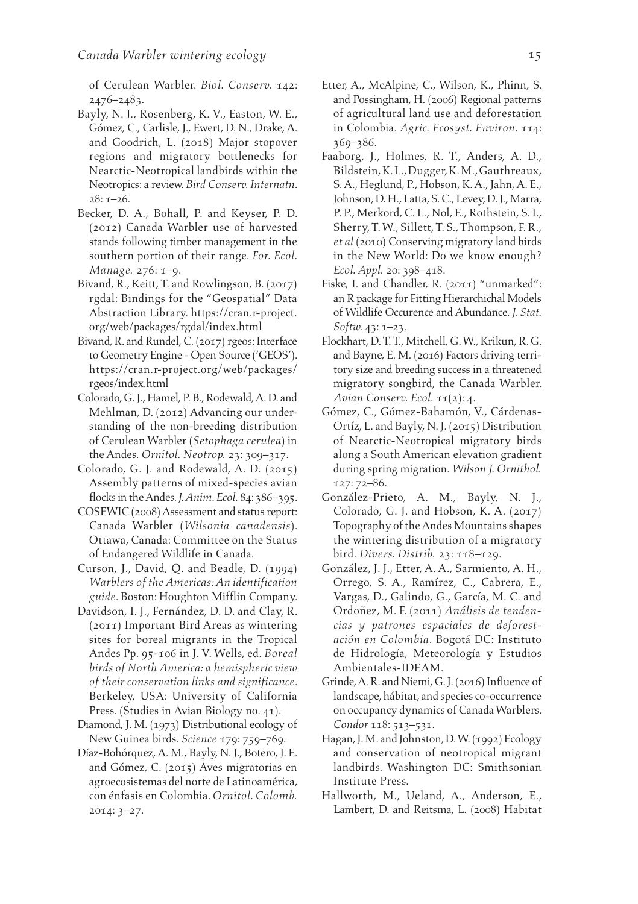of Cerulean Warbler. *Biol. Conserv.* 142: 2476–2483.

Bayly, N. J., Rosenberg, K. V., Easton, W. E., Gómez, C., Carlisle, J., Ewert, D. N., Drake, A. and Goodrich, L. (2018) Major stopover regions and migratory bottlenecks for Nearctic-Neotropical landbirds within the Neotropics: a review. *Bird Conserv. Internatn.* 28: 1–26.

Becker, D. A., Bohall, P. and Keyser, P. D. (2012) Canada Warbler use of harvested stands following timber management in the southern portion of their range. *For. Ecol. Manage.* 276: 1–9.

Bivand, R., Keitt, T. and Rowlingson, B. (2017) rgdal: Bindings for the "Geospatial" Data Abstraction Library. https://cran.r-project.org/web/packages/rgdal/index.html

Bivand, R. and Rundel, C. (2017) rgeos: Interface to Geometry Engine - Open Source ('GEOS'). https://cran.r-project.org/web/packages/rgeos/index.html

Colorado, G. J., Hamel, P. B., Rodewald, A. D. and Mehlman, D. (2012) Advancing our understanding of the non-breeding distribution of Cerulean Warbler (*Setophaga cerulea*) in the Andes. *Ornitol. Neotrop.* 23: 309–317.

Colorado, G. J. and Rodewald, A. D. (2015) Assembly patterns of mixed-species avian flocks in the Andes. *J. Anim. Ecol.* 84: 386–395.

COSEWIC (2008) Assessment and status report: Canada Warbler (*Wilsonia canadensis*). Ottawa, Canada: Committee on the Status of Endangered Wildlife in Canada.

Curson, J., David, Q. and Beadle, D. (1994) *Warblers of the Americas: An identification guide*. Boston: Houghton Mifflin Company.

Davidson, I. J., Fernández, D. D. and Clay, R. (2011) Important Bird Areas as wintering sites for boreal migrants in the Tropical Andes Pp. 95-106 in J. V. Wells, ed. *Boreal birds of North America: a hemispheric view of their conservation links and significance*. Berkeley, USA: University of California Press. (Studies in Avian Biology no. 41).

Diamond, J. M. (1973) Distributional ecology of New Guinea birds. *Science* 179: 759–769.

Díaz-Bohórquez, A. M., Bayly, N. J., Botero, J. E. and Gómez, C. (2015) Aves migratorias en agroecosistemas del norte de Latinoamérica, con énfasis en Colombia. *Ornitol. Colomb.* 2014: 3–27.

Etter, A., McAlpine, C., Wilson, K., Phinn, S. and Possingham, H. (2006) Regional patterns of agricultural land use and deforestation in Colombia. *Agric. Ecosyst. Environ.* 114: 369–386.

Faaborg, J., Holmes, R. T., Anders, A. D., Bildstein, K. L., Dugger, K. M., Gauthreaux, S. A., Heglund, P., Hobson, K. A., Jahn, A. E., Johnson, D. H., Latta, S. C., Levey, D. J., Marra, P. P., Merkord, C. L., Nol, E., Rothstein, S. I., Sherry, T. W., Sillett, T. S., Thompson, F. R., *et al* (2010) Conserving migratory land birds in the New World: Do we know enough? *Ecol. Appl.* 20: 398–418.

Fiske, I. and Chandler, R. (2011) "unmarked": an R package for Fitting Hierarchichal Models of Wildlife Occurence and Abundance. *J. Stat. Softw.* 43: 1–23.

Flockhart, D. T. T., Mitchell, G. W., Krikun, R. G. and Bayne, E. M. (2016) Factors driving territory size and breeding success in a threatened migratory songbird, the Canada Warbler. *Avian Conserv. Ecol.* 11(2): 4.

Gómez, C., Gómez-Bahamón, V., Cárdenas-Ortíz, L. and Bayly, N. J. (2015) Distribution of Nearctic-Neotropical migratory birds along a South American elevation gradient during spring migration. *Wilson J. Ornithol.* 127: 72–86.

González-Prieto, A. M., Bayly, N. J., Colorado, G. J. and Hobson, K. A. (2017) Topography of the Andes Mountains shapes the wintering distribution of a migratory bird. *Divers. Distrib.* 23: 118–129.

González, J. J., Etter, A. A., Sarmiento, A. H., Orrego, S. A., Ramírez, C., Cabrera, E., Vargas, D., Galindo, G., García, M. C. and Ordoñez, M. F. (2011) *Análisis de tendencias y patrones espaciales de deforestación en Colombia*. Bogotá DC: Instituto de Hidrología, Meteorología y Estudios Ambientales-IDEAM.

Grinde, A. R. and Niemi, G. J. (2016) Influence of landscape, hábitat, and species co-occurrence on occupancy dynamics of Canada Warblers. *Condor* 118: 513–531.

Hagan, J. M. and Johnston, D. W. (1992) Ecology and conservation of neotropical migrant landbirds. Washington DC: Smithsonian Institute Press.

Hallworth, M., Ueland, A., Anderson, E., Lambert, D. and Reitsma, L. (2008) Habitat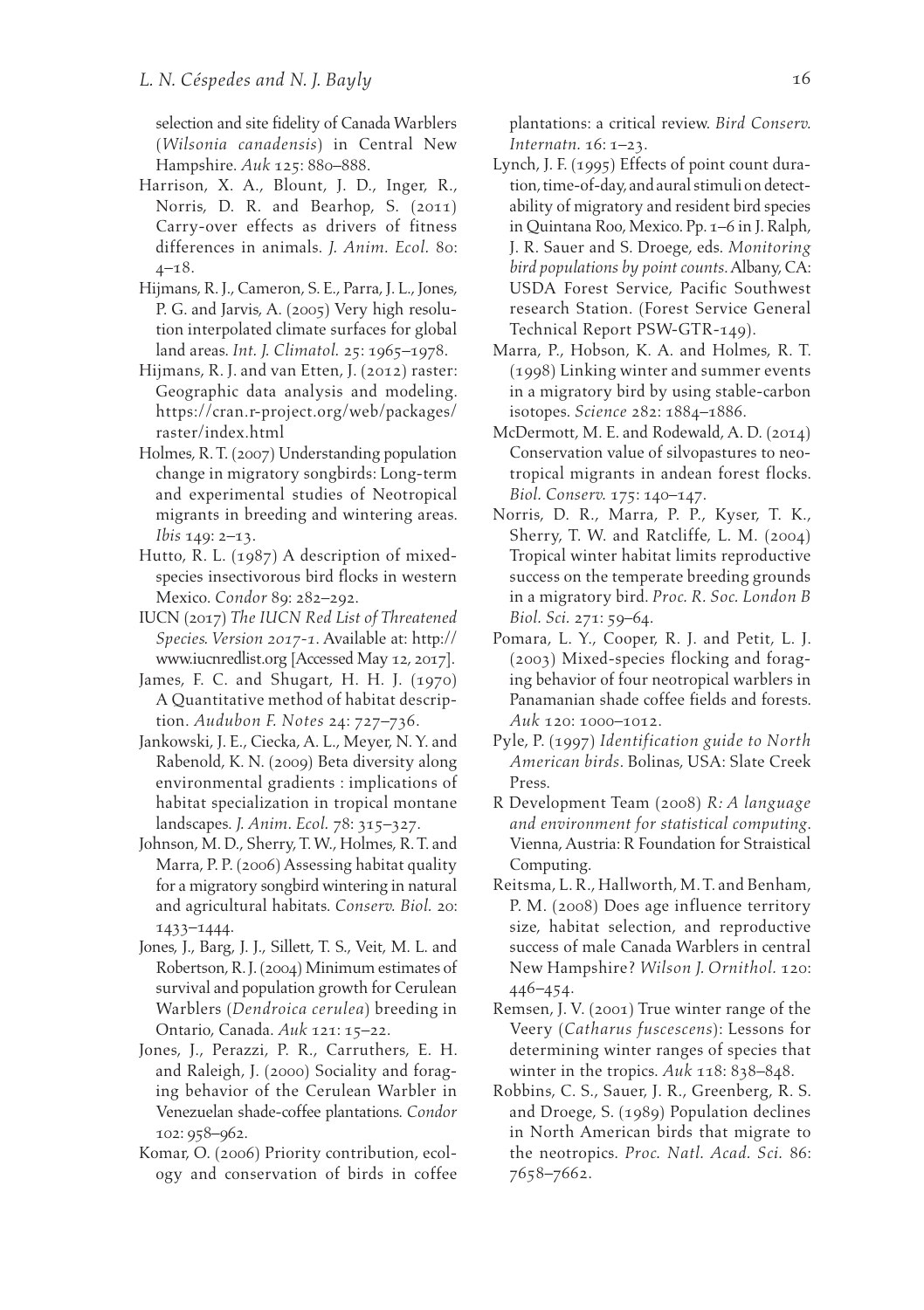selection and site fidelity of Canada Warblers (*Wilsonia canadensis*) in Central New Hampshire. *Auk* 125: 880–888.

Harrison, X. A., Blount, J. D., Inger, R., Norris, D. R. and Bearhop, S. (2011) Carry-over effects as drivers of fitness differences in animals. *J. Anim. Ecol.* 80: 4–18.

Hijmans, R. J., Cameron, S. E., Parra, J. L., Jones, P. G. and Jarvis, A. (2005) Very high resolution interpolated climate surfaces for global land areas. *Int. J. Climatol.* 25: 1965–1978.

Hijmans, R. J. and van Etten, J. (2012) raster: Geographic data analysis and modeling. https://cran.r-project.org/web/packages/raster/index.html

Holmes, R. T. (2007) Understanding population change in migratory songbirds: Long-term and experimental studies of Neotropical migrants in breeding and wintering areas. *Ibis* 149: 2–13.

Hutto, R. L. (1987) A description of mixed-species insectivorous bird flocks in western Mexico. *Condor* 89: 282–292.

IUCN (2017) *The IUCN Red List of Threatened Species. Version 2017-1*. Available at: http://www.iucnredlist.org [Accessed May 12, 2017].

James, F. C. and Shugart, H. H. J. (1970) A Quantitative method of habitat description. *Audubon F. Notes* 24: 727–736.

Jankowski, J. E., Ciecka, A. L., Meyer, N. Y. and Rabenold, K. N. (2009) Beta diversity along environmental gradients : implications of habitat specialization in tropical montane landscapes. *J. Anim. Ecol.* 78: 315–327.

Johnson, M. D., Sherry, T. W., Holmes, R. T. and Marra, P. P. (2006) Assessing habitat quality for a migratory songbird wintering in natural and agricultural habitats. *Conserv. Biol.* 20: 1433–1444.

Jones, J., Barg, J. J., Sillett, T. S., Veit, M. L. and Robertson, R. J. (2004) Minimum estimates of survival and population growth for Cerulean Warblers (*Dendroica cerulea*) breeding in Ontario, Canada. *Auk* 121: 15–22.

Jones, J., Perazzi, P. R., Carruthers, E. H. and Raleigh, J. (2000) Sociality and foraging behavior of the Cerulean Warbler in Venezuelan shade-coffee plantations. *Condor* 102: 958–962.

Komar, O. (2006) Priority contribution, ecology and conservation of birds in coffee plantations: a critical review. *Bird Conserv. Internatn.* 16: 1–23.

Lynch, J. F. (1995) Effects of point count duration, time-of-day, and aural stimuli on detectability of migratory and resident bird species in Quintana Roo, Mexico. Pp. 1–6 in J. Ralph, J. R. Sauer and S. Droege, eds. *Monitoring bird populations by point counts*. Albany, CA: USDA Forest Service, Pacific Southwest research Station. (Forest Service General Technical Report PSW-GTR-149).

Marra, P., Hobson, K. A. and Holmes, R. T. (1998) Linking winter and summer events in a migratory bird by using stable-carbon isotopes. *Science* 282: 1884–1886.

McDermott, M. E. and Rodewald, A. D. (2014) Conservation value of silvopastures to neotropical migrants in andean forest flocks. *Biol. Conserv.* 175: 140–147.

Norris, D. R., Marra, P. P., Kyser, T. K., Sherry, T. W. and Ratcliffe, L. M. (2004) Tropical winter habitat limits reproductive success on the temperate breeding grounds in a migratory bird. *Proc. R. Soc. London B Biol. Sci.* 271: 59–64.

Pomara, L. Y., Cooper, R. J. and Petit, L. J. (2003) Mixed-species flocking and foraging behavior of four neotropical warblers in Panamanian shade coffee fields and forests. *Auk* 120: 1000–1012.

Pyle, P. (1997) *Identification guide to North American birds*. Bolinas, USA: Slate Creek Press.

R Development Team (2008) *R: A language and environment for statistical computing*. Vienna, Austria: R Foundation for Straistical Computing.

Reitsma, L. R., Hallworth, M. T. and Benham, P. M. (2008) Does age influence territory size, habitat selection, and reproductive success of male Canada Warblers in central New Hampshire? *Wilson J. Ornithol.* 120: 446–454.

Remsen, J. V. (2001) True winter range of the Veery (*Catharus fuscescens*): Lessons for determining winter ranges of species that winter in the tropics. *Auk* 118: 838–848.

Robbins, C. S., Sauer, J. R., Greenberg, R. S. and Droege, S. (1989) Population declines in North American birds that migrate to the neotropics. *Proc. Natl. Acad. Sci.* 86: 7658–7662.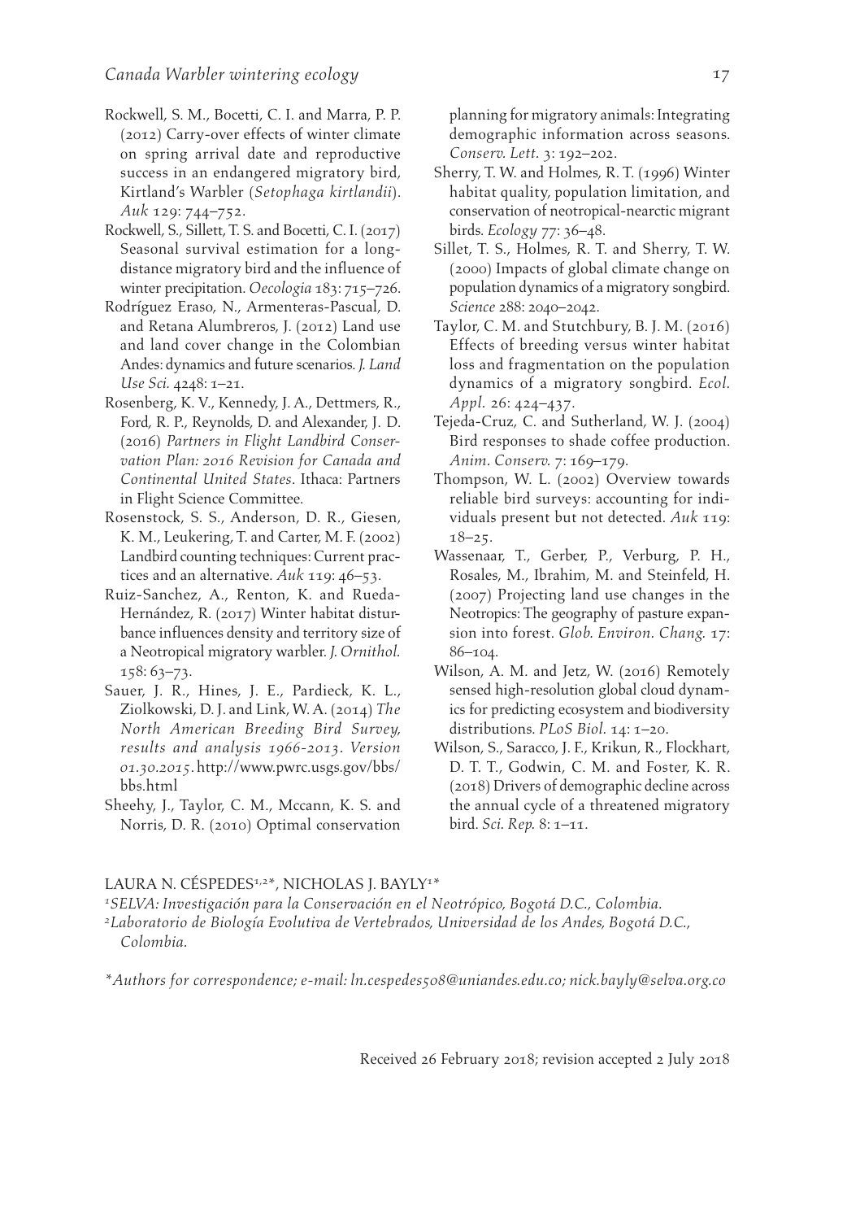Rockwell, S. M., Bocetti, C. I. and Marra, P. P. (2012) Carry-over effects of winter climate on spring arrival date and reproductive success in an endangered migratory bird, Kirtland's Warbler (*Setophaga kirtlandii*). *Auk* 129: 744–752.

Rockwell, S., Sillett, T. S. and Bocetti, C. I. (2017) Seasonal survival estimation for a long-distance migratory bird and the influence of winter precipitation. *Oecologia* 183: 715–726.

Rodríguez Eraso, N., Armenteras-Pascual, D. and Retana Alumbreros, J. (2012) Land use and land cover change in the Colombian Andes: dynamics and future scenarios. *J. Land Use Sci.* 4248: 1–21.

Rosenberg, K. V., Kennedy, J. A., Dettmers, R., Ford, R. P., Reynolds, D. and Alexander, J. D. (2016) *Partners in Flight Landbird Conservation Plan: 2016 Revision for Canada and Continental United States*. Ithaca: Partners in Flight Science Committee.

Rosenstock, S. S., Anderson, D. R., Giesen, K. M., Leukering, T. and Carter, M. F. (2002) Landbird counting techniques: Current practices and an alternative. *Auk* 119: 46–53.

Ruiz-Sanchez, A., Renton, K. and Rueda-Hernández, R. (2017) Winter habitat disturbance influences density and territory size of a Neotropical migratory warbler. *J. Ornithol.* 158: 63–73.

Sauer, J. R., Hines, J. E., Pardieck, K. L., Ziolkowski, D. J. and Link, W. A. (2014) *The North American Breeding Bird Survey, results and analysis 1966-2013. Version 01.30.2015*. http://www.pwrc.usgs.gov/bbs/bbs.html

Sheehy, J., Taylor, C. M., Mccann, K. S. and Norris, D. R. (2010) Optimal conservation planning for migratory animals: Integrating demographic information across seasons. *Conserv. Lett.* 3: 192–202.

Sherry, T. W. and Holmes, R. T. (1996) Winter habitat quality, population limitation, and conservation of neotropical-nearctic migrant birds. *Ecology* 77: 36–48.

Sillet, T. S., Holmes, R. T. and Sherry, T. W. (2000) Impacts of global climate change on population dynamics of a migratory songbird. *Science* 288: 2040–2042.

Taylor, C. M. and Stutchbury, B. J. M. (2016) Effects of breeding versus winter habitat loss and fragmentation on the population dynamics of a migratory songbird. *Ecol. Appl.* 26: 424–437.

Tejeda-Cruz, C. and Sutherland, W. J. (2004) Bird responses to shade coffee production. *Anim. Conserv.* 7: 169–179.

Thompson, W. L. (2002) Overview towards reliable bird surveys: accounting for individuals present but not detected. *Auk* 119: 18–25.

Wassenaar, T., Gerber, P., Verburg, P. H., Rosales, M., Ibrahim, M. and Steinfeld, H. (2007) Projecting land use changes in the Neotropics: The geography of pasture expansion into forest. *Glob. Environ. Chang.* 17: 86–104.

Wilson, A. M. and Jetz, W. (2016) Remotely sensed high-resolution global cloud dynamics for predicting ecosystem and biodiversity distributions. *PLoS Biol.* 14: 1–20.

Wilson, S., Saracco, J. F., Krikun, R., Flockhart, D. T. T., Godwin, C. M. and Foster, K. R. (2018) Drivers of demographic decline across the annual cycle of a threatened migratory bird. *Sci. Rep.* 8: 1–11.

LAURA N. CÉSPEDES[1,2*], NICHOLAS J. BAYLY[1*]

[1]*SELVA: Investigación para la Conservación en el Neotrópico, Bogotá D.C., Colombia.*

[2]*Laboratorio de Biología Evolutiva de Vertebrados, Universidad de los Andes, Bogotá D.C., Colombia.*

*\*Authors for correspondence; e-mail: ln.cespedes508@uniandes.edu.co; nick.bayly@selva.org.co*

Received 26 February 2018; revision accepted 2 July 2018